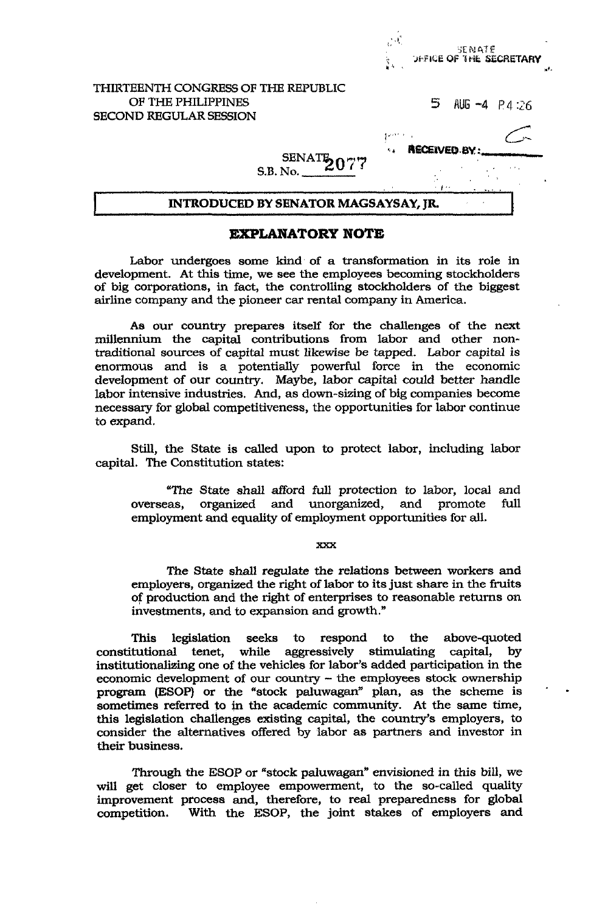SENATE
OFFICE OF THE SECRETARY

THIRTEENTH CONGRESS OF THE REPUBLIC
OF THE PHILIPPINES
SECOND REGULAR SESSION

5 AUG -4 P4:26

RECEIVED BY:

SENATE
S.B. No. 2077

**INTRODUCED BY SENATOR MAGSAYSAY, JR.**

# EXPLANATORY NOTE

Labor undergoes some kind of a transformation in its role in development. At this time, we see the employees becoming stockholders of big corporations, in fact, the controlling stockholders of the biggest airline company and the pioneer car rental company in America.

As our country prepares itself for the challenges of the next millennium the capital contributions from labor and other non-traditional sources of capital must likewise be tapped. Labor capital is enormous and is a potentially powerful force in the economic development of our country. Maybe, labor capital could better handle labor intensive industries. And, as down-sizing of big companies become necessary for global competitiveness, the opportunities for labor continue to expand.

Still, the State is called upon to protect labor, including labor capital. The Constitution states:

> "The State shall afford full protection to labor, local and overseas, organized and unorganized, and promote full employment and equality of employment opportunities for all.
>
> xxx
>
> The State shall regulate the relations between workers and employers, organized the right of labor to its just share in the fruits of production and the right of enterprises to reasonable returns on investments, and to expansion and growth."

This legislation seeks to respond to the above-quoted constitutional tenet, while aggressively stimulating capital, by institutionalizing one of the vehicles for labor's added participation in the economic development of our country – the employees stock ownership program (ESOP) or the "stock paluwagan" plan, as the scheme is sometimes referred to in the academic community. At the same time, this legislation challenges existing capital, the country's employers, to consider the alternatives offered by labor as partners and investor in their business.

Through the ESOP or "stock paluwagan" envisioned in this bill, we will get closer to employee empowerment, to the so-called quality improvement process and, therefore, to real preparedness for global competition. With the ESOP, the joint stakes of employers and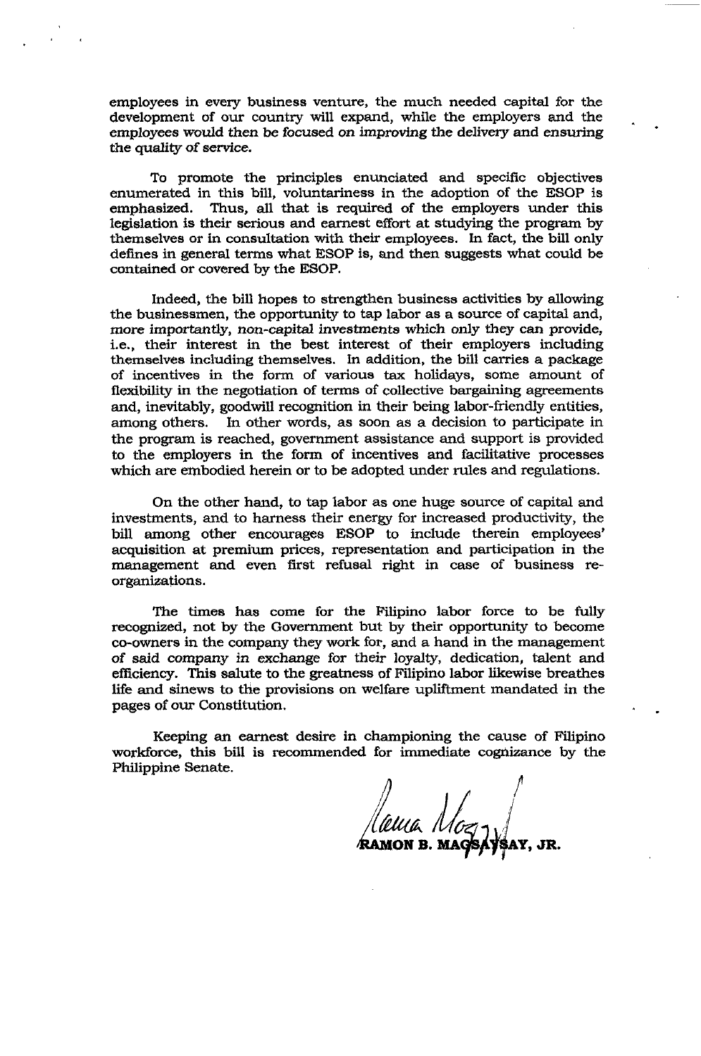employees in every business venture, the much needed capital for the development of our country will expand, while the employers and the employees would then be focused on improving the delivery and ensuring the quality of service.

To promote the principles enunciated and specific objectives enumerated in this bill, voluntariness in the adoption of the ESOP is emphasized. Thus, all that is required of the employers under this legislation is their serious and earnest effort at studying the program by themselves or in consultation with their employees. In fact, the bill only defines in general terms what ESOP is, and then suggests what could be contained or covered by the ESOP.

Indeed, the bill hopes to strengthen business activities by allowing the businessmen, the opportunity to tap labor as a source of capital and, more importantly, non-capital investments which only they can provide, i.e., their interest in the best interest of their employers including themselves including themselves. In addition, the bill carries a package of incentives in the form of various tax holidays, some amount of flexibility in the negotiation of terms of collective bargaining agreements and, inevitably, goodwill recognition in their being labor-friendly entities, among others. In other words, as soon as a decision to participate in the program is reached, government assistance and support is provided to the employers in the form of incentives and facilitative processes which are embodied herein or to be adopted under rules and regulations.

On the other hand, to tap labor as one huge source of capital and investments, and to harness their energy for increased productivity, the bill among other encourages ESOP to include therein employees' acquisition at premium prices, representation and participation in the management and even first refusal right in case of business re-organizations.

The times has come for the Filipino labor force to be fully recognized, not by the Government but by their opportunity to become co-owners in the company they work for, and a hand in the management of said company in exchange for their loyalty, dedication, talent and efficiency. This salute to the greatness of Filipino labor likewise breathes life and sinews to the provisions on welfare upliftment mandated in the pages of our Constitution.

Keeping an earnest desire in championing the cause of Filipino workforce, this bill is recommended for immediate cognizance by the Philippine Senate.

RAMON B. MAGSAYSAY, JR.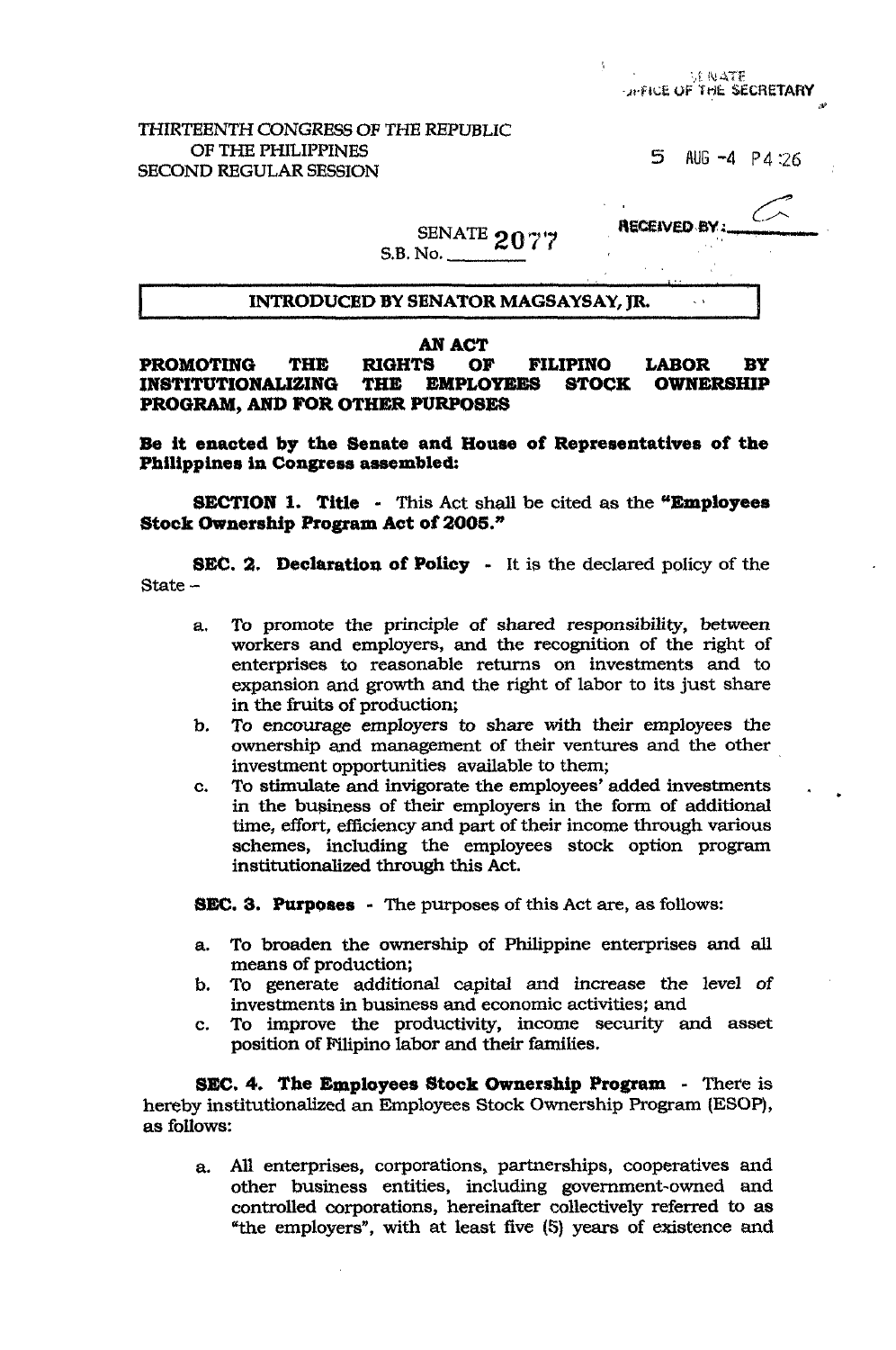SENATE
OFFICE OF THE SECRETARY

THIRTEENTH CONGRESS OF THE REPUBLIC
OF THE PHILIPPINES
SECOND REGULAR SESSION

5 AUG -4 P4:26

RECEIVED BY:

SENATE
S.B. No. 2077

**INTRODUCED BY SENATOR MAGSAYSAY, JR.**

**AN ACT**
**PROMOTING THE RIGHTS OF FILIPINO LABOR BY INSTITUTIONALIZING THE EMPLOYEES STOCK OWNERSHIP PROGRAM, AND FOR OTHER PURPOSES**

**Be it enacted by the Senate and House of Representatives of the Philippines in Congress assembled:**

**SECTION 1. Title** - This Act shall be cited as the **"Employees Stock Ownership Program Act of 2005."**

**SEC. 2. Declaration of Policy** - It is the declared policy of the State –

a. To promote the principle of shared responsibility, between workers and employers, and the recognition of the right of enterprises to reasonable returns on investments and to expansion and growth and the right of labor to its just share in the fruits of production;
b. To encourage employers to share with their employees the ownership and management of their ventures and the other investment opportunities available to them;
c. To stimulate and invigorate the employees' added investments in the business of their employers in the form of additional time, effort, efficiency and part of their income through various schemes, including the employees stock option program institutionalized through this Act.

**SEC. 3. Purposes** - The purposes of this Act are, as follows:

a. To broaden the ownership of Philippine enterprises and all means of production;
b. To generate additional capital and increase the level of investments in business and economic activities; and
c. To improve the productivity, income security and asset position of Filipino labor and their families.

**SEC. 4. The Employees Stock Ownership Program** - There is hereby institutionalized an Employees Stock Ownership Program (ESOP), as follows:

a. All enterprises, corporations, partnerships, cooperatives and other business entities, including government-owned and controlled corporations, hereinafter collectively referred to as "the employers", with at least five (5) years of existence and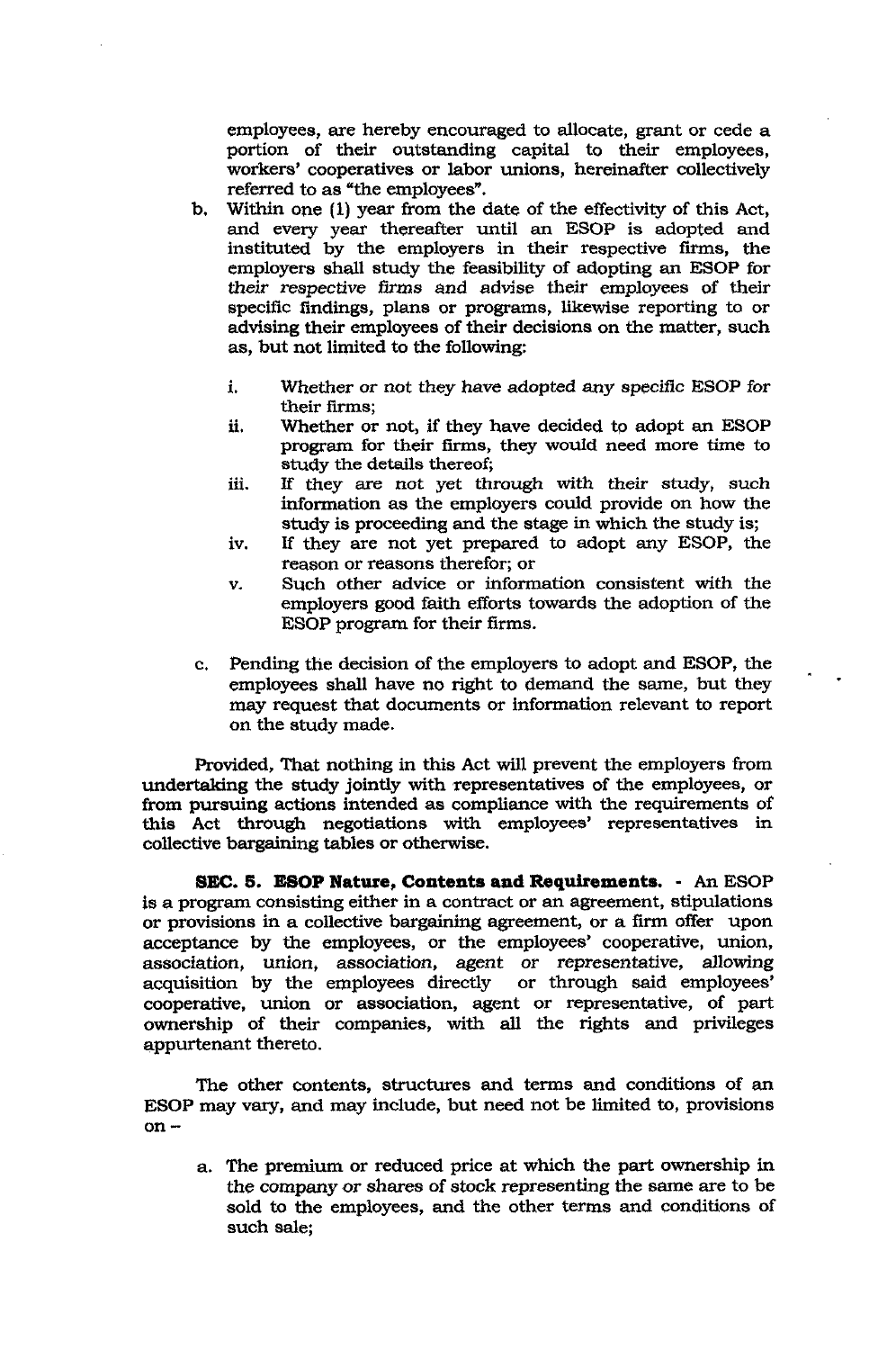employees, are hereby encouraged to allocate, grant or cede a portion of their outstanding capital to their employees, workers' cooperatives or labor unions, hereinafter collectively referred to as "the employees".

b. Within one (1) year from the date of the effectivity of this Act, and every year thereafter until an ESOP is adopted and instituted by the employers in their respective firms, the employers shall study the feasibility of adopting an ESOP for their respective firms and advise their employees of their specific findings, plans or programs, likewise reporting to or advising their employees of their decisions on the matter, such as, but not limited to the following:

   i. Whether or not they have adopted any specific ESOP for their firms;
   ii. Whether or not, if they have decided to adopt an ESOP program for their firms, they would need more time to study the details thereof;
   iii. If they are not yet through with their study, such information as the employers could provide on how the study is proceeding and the stage in which the study is;
   iv. If they are not yet prepared to adopt any ESOP, the reason or reasons therefor; or
   v. Such other advice or information consistent with the employers good faith efforts towards the adoption of the ESOP program for their firms.

c. Pending the decision of the employers to adopt and ESOP, the employees shall have no right to demand the same, but they may request that documents or information relevant to report on the study made.

Provided, That nothing in this Act will prevent the employers from undertaking the study jointly with representatives of the employees, or from pursuing actions intended as compliance with the requirements of this Act through negotiations with employees' representatives in collective bargaining tables or otherwise.

**SEC. 5. ESOP Nature, Contents and Requirements.** - An ESOP is a program consisting either in a contract or an agreement, stipulations or provisions in a collective bargaining agreement, or a firm offer upon acceptance by the employees, or the employees' cooperative, union, association, union, association, agent or representative, allowing acquisition by the employees directly or through said employees' cooperative, union or association, agent or representative, of part ownership of their companies, with all the rights and privileges appurtenant thereto.

The other contents, structures and terms and conditions of an ESOP may vary, and may include, but need not be limited to, provisions on –

a. The premium or reduced price at which the part ownership in the company or shares of stock representing the same are to be sold to the employees, and the other terms and conditions of such sale;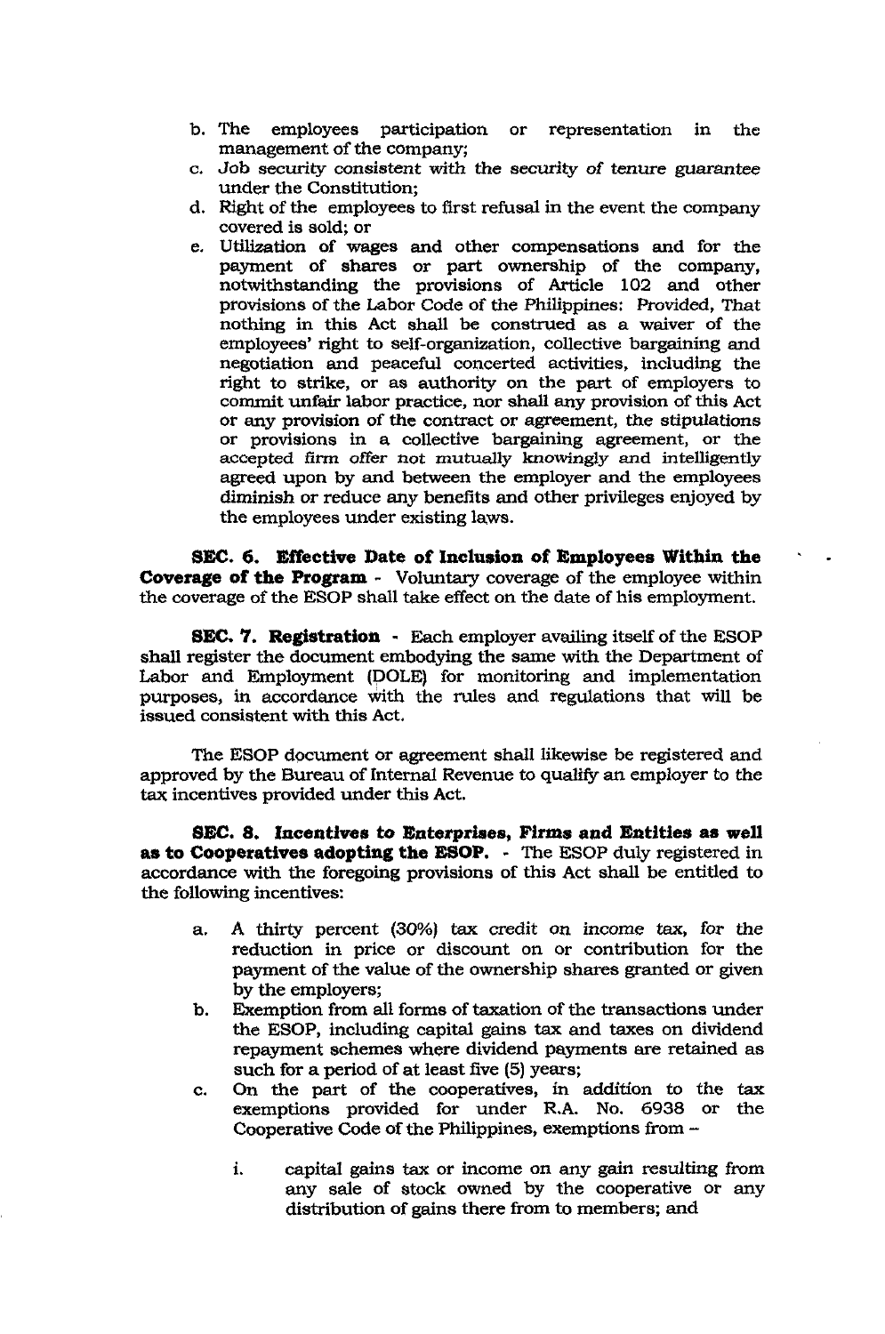b. The employees participation or representation in the management of the company;

c. Job security consistent with the security of tenure guarantee under the Constitution;

d. Right of the employees to first refusal in the event the company covered is sold; or

e. Utilization of wages and other compensations and for the payment of shares or part ownership of the company, notwithstanding the provisions of Article 102 and other provisions of the Labor Code of the Philippines: Provided, That nothing in this Act shall be construed as a waiver of the employees' right to self-organization, collective bargaining and negotiation and peaceful concerted activities, including the right to strike, or as authority on the part of employers to commit unfair labor practice, nor shall any provision of this Act or any provision of the contract or agreement, the stipulations or provisions in a collective bargaining agreement, or the accepted firm offer not mutually knowingly and intelligently agreed upon by and between the employer and the employees diminish or reduce any benefits and other privileges enjoyed by the employees under existing laws.

**SEC. 6. Effective Date of Inclusion of Employees Within the Coverage of the Program** - Voluntary coverage of the employee within the coverage of the ESOP shall take effect on the date of his employment.

**SEC. 7. Registration** - Each employer availing itself of the ESOP shall register the document embodying the same with the Department of Labor and Employment (DOLE) for monitoring and implementation purposes, in accordance with the rules and regulations that will be issued consistent with this Act.

The ESOP document or agreement shall likewise be registered and approved by the Bureau of Internal Revenue to qualify an employer to the tax incentives provided under this Act.

**SEC. 8. Incentives to Enterprises, Firms and Entities as well as to Cooperatives adopting the ESOP.** - The ESOP duly registered in accordance with the foregoing provisions of this Act shall be entitled to the following incentives:

a. A thirty percent (30%) tax credit on income tax, for the reduction in price or discount on or contribution for the payment of the value of the ownership shares granted or given by the employers;

b. Exemption from all forms of taxation of the transactions under the ESOP, including capital gains tax and taxes on dividend repayment schemes where dividend payments are retained as such for a period of at least five (5) years;

c. On the part of the cooperatives, in addition to the tax exemptions provided for under R.A. No. 6938 or the Cooperative Code of the Philippines, exemptions from –

   i. capital gains tax or income on any gain resulting from any sale of stock owned by the cooperative or any distribution of gains there from to members; and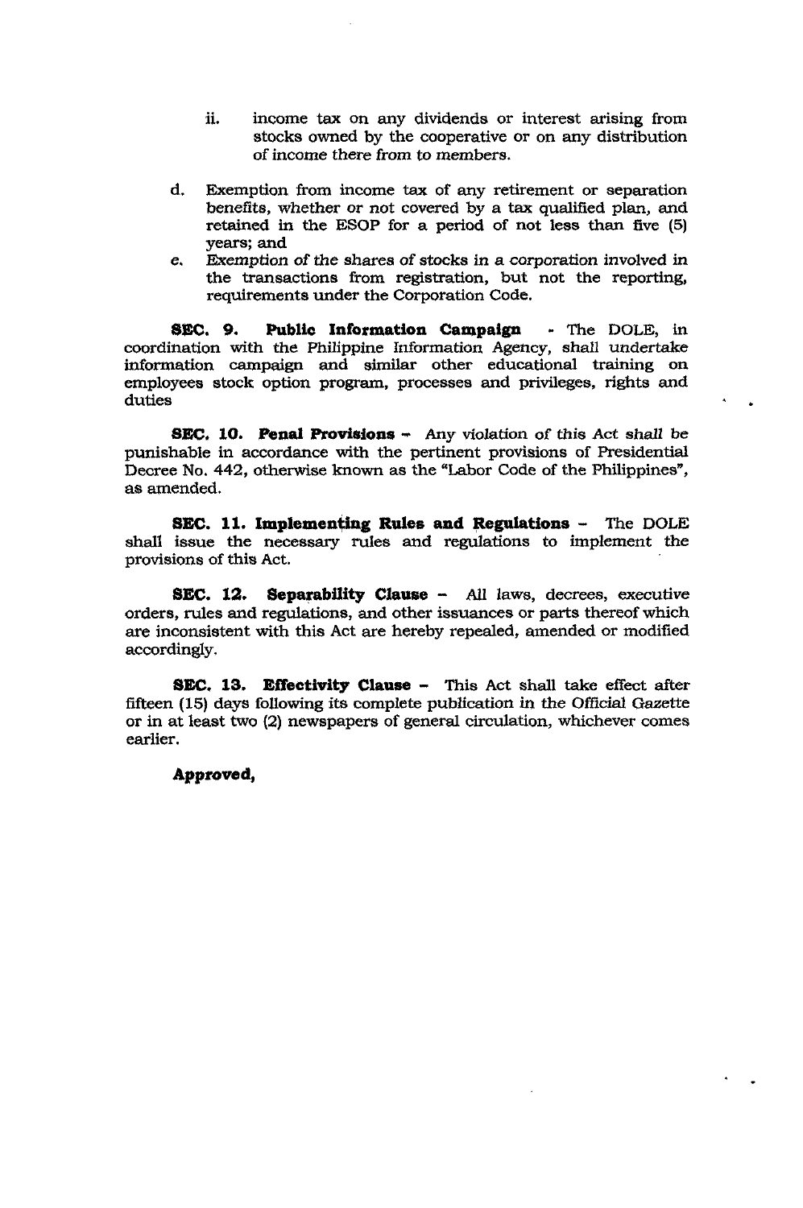ii. income tax on any dividends or interest arising from stocks owned by the cooperative or on any distribution of income there from to members.

d. Exemption from income tax of any retirement or separation benefits, whether or not covered by a tax qualified plan, and retained in the ESOP for a period of not less than five (5) years; and

e. Exemption of the shares of stocks in a corporation involved in the transactions from registration, but not the reporting, requirements under the Corporation Code.

**SEC. 9. Public Information Campaign** - The DOLE, in coordination with the Philippine Information Agency, shall undertake information campaign and similar other educational training on employees stock option program, processes and privileges, rights and duties

**SEC. 10. Penal Provisions** - Any violation of this Act shall be punishable in accordance with the pertinent provisions of Presidential Decree No. 442, otherwise known as the "Labor Code of the Philippines", as amended.

**SEC. 11. Implementing Rules and Regulations** - The DOLE shall issue the necessary rules and regulations to implement the provisions of this Act.

**SEC. 12. Separability Clause** - All laws, decrees, executive orders, rules and regulations, and other issuances or parts thereof which are inconsistent with this Act are hereby repealed, amended or modified accordingly.

**SEC. 13. Effectivity Clause** - This Act shall take effect after fifteen (15) days following its complete publication in the Official Gazette or in at least two (2) newspapers of general circulation, whichever comes earlier.

**Approved,**